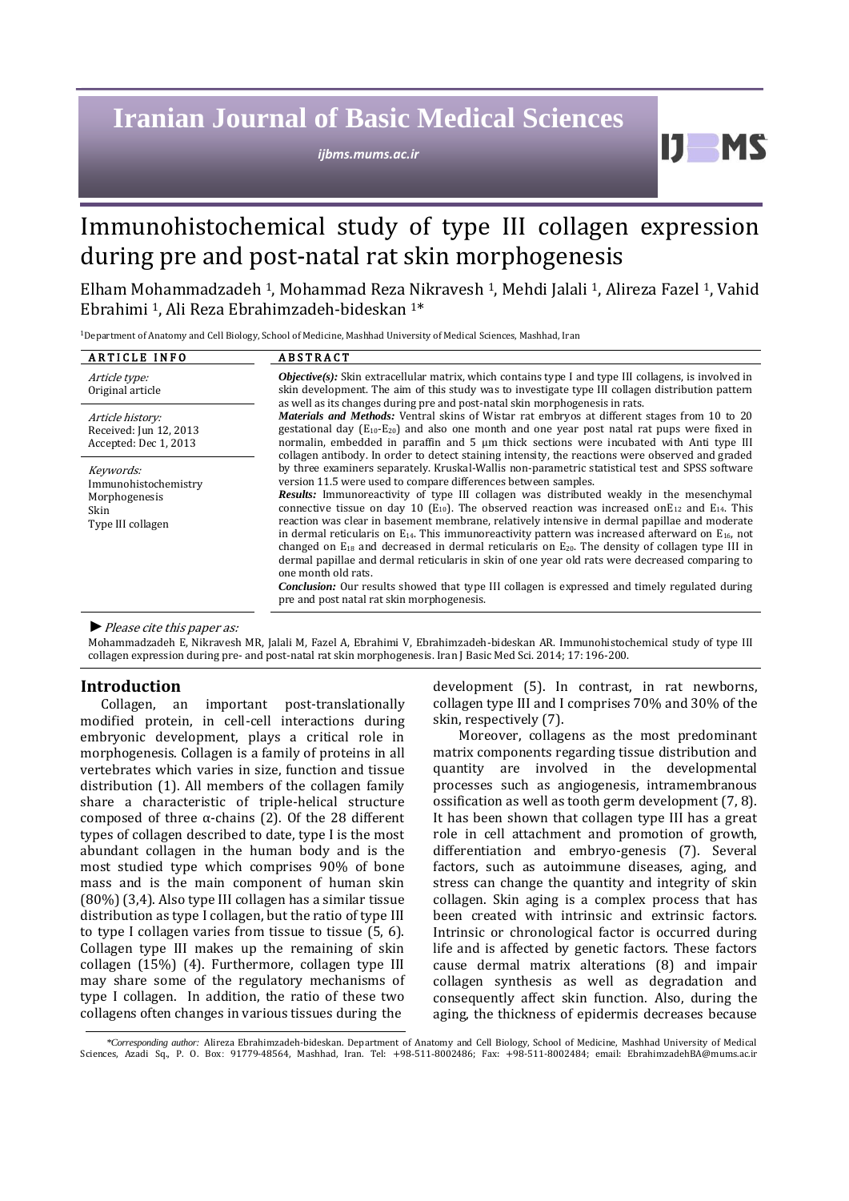# Immunohistochemical study of type III collagen expression during pre and post-natal rat skin morphogenesis

Elham Mohammadzadeh [1], Mohammad Reza Nikravesh [1], Mehdi Jalali [1], Alireza Fazel [1], Vahid Ebrahimi [1], Ali Reza Ebrahimzadeh-bideskan [1]*

[1]Department of Anatomy and Cell Biology, School of Medicine, Mashhad University of Medical Sciences, Mashhad, Iran

**ARTICLE INFO**

*Article type:*
Original article

*Article history:*
Received: Jun 12, 2013
Accepted: Dec 1, 2013

*Keywords:*
Immunohistochemistry
Morphogenesis
Skin
Type III collagen

**ABSTRACT**

***Objective(s):*** Skin extracellular matrix, which contains type I and type III collagens, is involved in skin development. The aim of this study was to investigate type III collagen distribution pattern as well as its changes during pre and post-natal skin morphogenesis in rats.

***Materials and Methods:*** Ventral skins of Wistar rat embryos at different stages from 10 to 20 gestational day ($E_{10}$-$E_{20}$) and also one month and one year post natal rat pups were fixed in normalin, embedded in paraffin and 5 µm thick sections were incubated with Anti type III collagen antibody. In order to detect staining intensity, the reactions were observed and graded by three examiners separately. Kruskal-Wallis non-parametric statistical test and SPSS software version 11.5 were used to compare differences between samples.

***Results:*** Immunoreactivity of type III collagen was distributed weakly in the mesenchymal connective tissue on day 10 ($E_{10}$). The observed reaction was increased on$E_{12}$ and $E_{14}$. This reaction was clear in basement membrane, relatively intensive in dermal papillae and moderate in dermal reticularis on $E_{14}$. This immunoreactivity pattern was increased afterward on $E_{16}$, not changed on $E_{18}$ and decreased in dermal reticularis on $E_{20}$. The density of collagen type III in dermal papillae and dermal reticularis in skin of one year old rats were decreased comparing to one month old rats.

***Conclusion:*** Our results showed that type III collagen is expressed and timely regulated during pre and post natal rat skin morphogenesis.

► *Please cite this paper as:*

Mohammadzadeh E, Nikravesh MR, Jalali M, Fazel A, Ebrahimi V, Ebrahimzadeh-bideskan AR. Immunohistochemical study of type III collagen expression during pre- and post-natal rat skin morphogenesis. Iran J Basic Med Sci. 2014; 17: 196-200.

## Introduction

Collagen, an important post-translationally modified protein, in cell-cell interactions during embryonic development, plays a critical role in morphogenesis. Collagen is a family of proteins in all vertebrates which varies in size, function and tissue distribution (1). All members of the collagen family share a characteristic of triple-helical structure composed of three α-chains (2). Of the 28 different types of collagen described to date, type I is the most abundant collagen in the human body and is the most studied type which comprises 90% of bone mass and is the main component of human skin (80%) (3,4). Also type III collagen has a similar tissue distribution as type I collagen, but the ratio of type III to type I collagen varies from tissue to tissue (5, 6). Collagen type III makes up the remaining of skin collagen (15%) (4). Furthermore, collagen type III may share some of the regulatory mechanisms of type I collagen. In addition, the ratio of these two collagens often changes in various tissues during the development (5). In contrast, in rat newborns, collagen type III and I comprises 70% and 30% of the skin, respectively (7).

Moreover, collagens as the most predominant matrix components regarding tissue distribution and quantity are involved in the developmental processes such as angiogenesis, intramembranous ossification as well as tooth germ development (7, 8). It has been shown that collagen type III has a great role in cell attachment and promotion of growth, differentiation and embryo-genesis (7). Several factors, such as autoimmune diseases, aging, and stress can change the quantity and integrity of skin collagen. Skin aging is a complex process that has been created with intrinsic and extrinsic factors. Intrinsic or chronological factor is occurred during life and is affected by genetic factors. These factors cause dermal matrix alterations (8) and impair collagen synthesis as well as degradation and consequently affect skin function. Also, during the aging, the thickness of epidermis decreases because

*\*Corresponding author:* Alireza Ebrahimzadeh-bideskan. Department of Anatomy and Cell Biology, School of Medicine, Mashhad University of Medical Sciences, Azadi Sq., P. O. Box: 91779-48564, Mashhad, Iran. Tel: +98-511-8002486; Fax: +98-511-8002484; email: EbrahimzadehBA@mums.ac.ir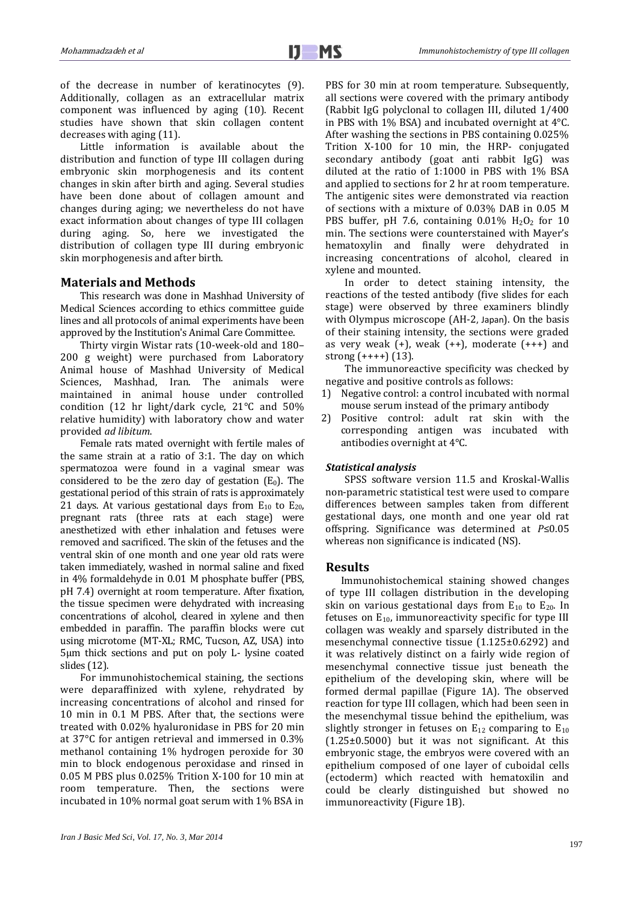of the decrease in number of keratinocytes (9). Additionally, collagen as an extracellular matrix component was influenced by aging (10). Recent studies have shown that skin collagen content decreases with aging (11).

Little information is available about the distribution and function of type III collagen during embryonic skin morphogenesis and its content changes in skin after birth and aging. Several studies have been done about of collagen amount and changes during aging; we nevertheless do not have exact information about changes of type III collagen during aging. So, here we investigated the distribution of collagen type III during embryonic skin morphogenesis and after birth.

## Materials and Methods

This research was done in Mashhad University of Medical Sciences according to ethics committee guide lines and all protocols of animal experiments have been approved by the Institution's Animal Care Committee.

Thirty virgin Wistar rats (10-week-old and 180–200 g weight) were purchased from Laboratory Animal house of Mashhad University of Medical Sciences, Mashhad, Iran. The animals were maintained in animal house under controlled condition (12 hr light/dark cycle, 21°C and 50% relative humidity) with laboratory chow and water provided *ad libitum*.

Female rats mated overnight with fertile males of the same strain at a ratio of 3:1. The day on which spermatozoa were found in a vaginal smear was considered to be the zero day of gestation ($E_0$). The gestational period of this strain of rats is approximately 21 days. At various gestational days from $E_{10}$ to $E_{20}$, pregnant rats (three rats at each stage) were anesthetized with ether inhalation and fetuses were removed and sacrificed. The skin of the fetuses and the ventral skin of one month and one year old rats were taken immediately, washed in normal saline and fixed in 4% formaldehyde in 0.01 M phosphate buffer (PBS, pH 7.4) overnight at room temperature. After fixation, the tissue specimen were dehydrated with increasing concentrations of alcohol, cleared in xylene and then embedded in paraffin. The paraffin blocks were cut using microtome (MT-XL; RMC, Tucson, AZ, USA) into 5µm thick sections and put on poly L- lysine coated slides (12).

For immunohistochemical staining, the sections were deparaffinized with xylene, rehydrated by increasing concentrations of alcohol and rinsed for 10 min in 0.1 M PBS. After that, the sections were treated with 0.02% hyaluronidase in PBS for 20 min at 37°C for antigen retrieval and immersed in 0.3% methanol containing 1% hydrogen peroxide for 30 min to block endogenous peroxidase and rinsed in 0.05 M PBS plus 0.025% Trition X-100 for 10 min at room temperature. Then, the sections were incubated in 10% normal goat serum with 1% BSA in PBS for 30 min at room temperature. Subsequently, all sections were covered with the primary antibody (Rabbit IgG polyclonal to collagen III, diluted 1/400 in PBS with 1% BSA) and incubated overnight at 4°C. After washing the sections in PBS containing 0.025% Trition X-100 for 10 min, the HRP- conjugated secondary antibody (goat anti rabbit IgG) was diluted at the ratio of 1:1000 in PBS with 1% BSA and applied to sections for 2 hr at room temperature. The antigenic sites were demonstrated via reaction of sections with a mixture of 0.03% DAB in 0.05 M PBS buffer, pH 7.6, containing 0.01% $H_2O_2$ for 10 min. The sections were counterstained with Mayer's hematoxylin and finally were dehydrated in increasing concentrations of alcohol, cleared in xylene and mounted.

In order to detect staining intensity, the reactions of the tested antibody (five slides for each stage) were observed by three examiners blindly with Olympus microscope (AH-2, Japan). On the basis of their staining intensity, the sections were graded as very weak (+), weak (++), moderate (+++) and strong (++++) (13).

The immunoreactive specificity was checked by negative and positive controls as follows:

1) Negative control: a control incubated with normal mouse serum instead of the primary antibody
2) Positive control: adult rat skin with the corresponding antigen was incubated with antibodies overnight at 4°C.

### *Statistical analysis*

SPSS software version 11.5 and Kroskal-Wallis non-parametric statistical test were used to compare differences between samples taken from different gestational days, one month and one year old rat offspring. Significance was determined at $P \le 0.05$ whereas non significance is indicated (NS).

## Results

Immunohistochemical staining showed changes of type III collagen distribution in the developing skin on various gestational days from $E_{10}$ to $E_{20}$. In fetuses on $E_{10}$, immunoreactivity specific for type III collagen was weakly and sparsely distributed in the mesenchymal connective tissue (1.125±0.6292) and it was relatively distinct on a fairly wide region of mesenchymal connective tissue just beneath the epithelium of the developing skin, where will be formed dermal papillae (Figure 1A). The observed reaction for type III collagen, which had been seen in the mesenchymal tissue behind the epithelium, was slightly stronger in fetuses on $E_{12}$ comparing to $E_{10}$ (1.25±0.5000) but it was not significant. At this embryonic stage, the embryos were covered with an epithelium composed of one layer of cuboidal cells (ectoderm) which reacted with hematoxilin and could be clearly distinguished but showed no immunoreactivity (Figure 1B).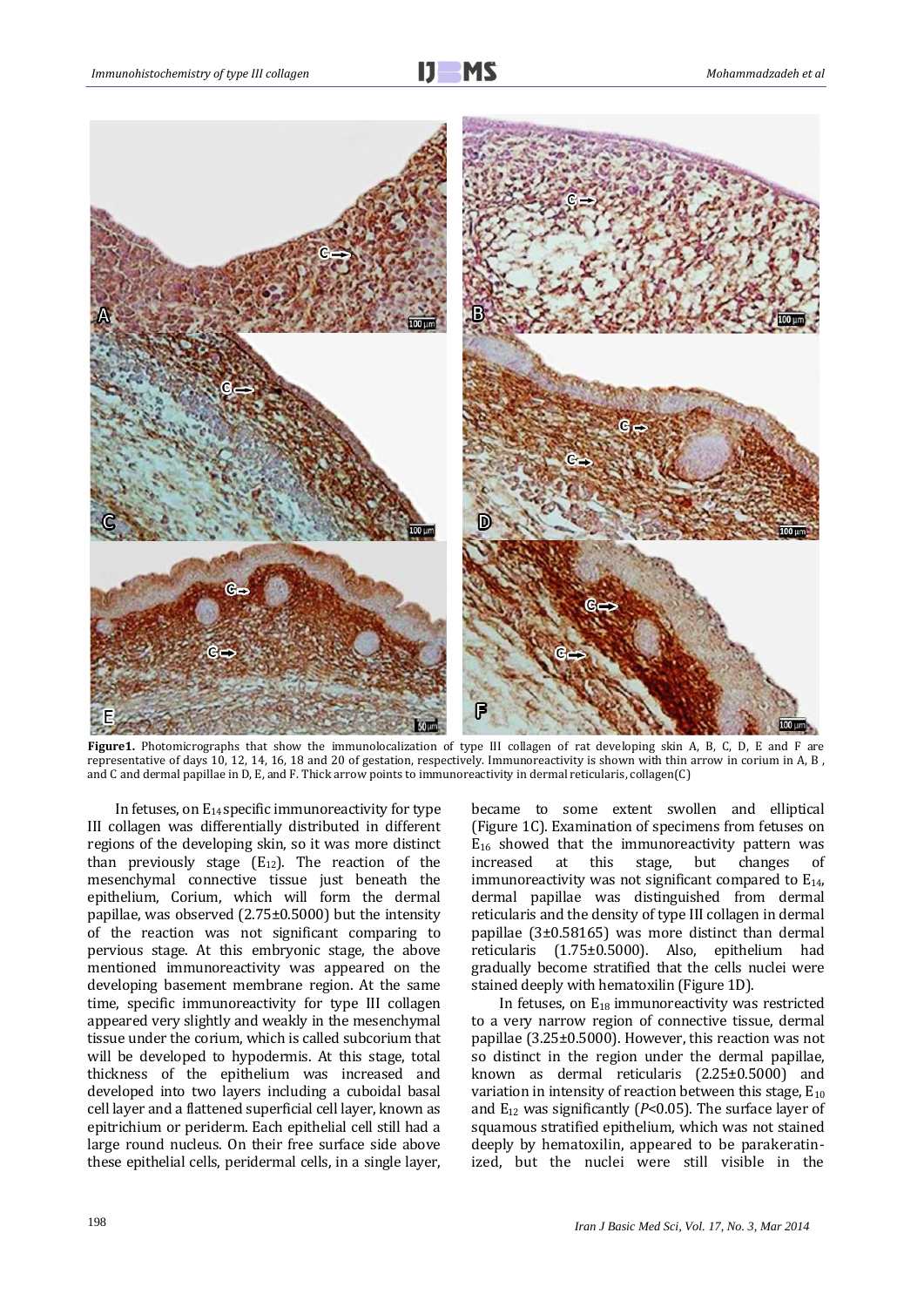**Figure1.** Photomicrographs that show the immunolocalization of type III collagen of rat developing skin A, B, C, D, E and F are representative of days 10, 12, 14, 16, 18 and 20 of gestation, respectively. Immunoreactivity is shown with thin arrow in corium in A, B , and C and dermal papillae in D, E, and F. Thick arrow points to immunoreactivity in dermal reticularis, collagen(C)

In fetuses, on $E_{14}$ specific immunoreactivity for type III collagen was differentially distributed in different regions of the developing skin, so it was more distinct than previously stage ($E_{12}$). The reaction of the mesenchymal connective tissue just beneath the epithelium, Corium, which will form the dermal papillae, was observed (2.75±0.5000) but the intensity of the reaction was not significant comparing to pervious stage. At this embryonic stage, the above mentioned immunoreactivity was appeared on the developing basement membrane region. At the same time, specific immunoreactivity for type III collagen appeared very slightly and weakly in the mesenchymal tissue under the corium, which is called subcorium that will be developed to hypodermis. At this stage, total thickness of the epithelium was increased and developed into two layers including a cuboidal basal cell layer and a flattened superficial cell layer, known as epitrichium or periderm. Each epithelial cell still had a large round nucleus. On their free surface side above these epithelial cells, peridermal cells, in a single layer, became to some extent swollen and elliptical (Figure 1C). Examination of specimens from fetuses on $E_{16}$ showed that the immunoreactivity pattern was increased at this stage, but changes of immunoreactivity was not significant compared to $E_{14}$, dermal papillae was distinguished from dermal reticularis and the density of type III collagen in dermal papillae (3±0.58165) was more distinct than dermal reticularis (1.75±0.5000). Also, epithelium had gradually become stratified that the cells nuclei were stained deeply with hematoxilin (Figure 1D).

In fetuses, on $E_{18}$ immunoreactivity was restricted to a very narrow region of connective tissue, dermal papillae (3.25±0.5000). However, this reaction was not so distinct in the region under the dermal papillae, known as dermal reticularis (2.25±0.5000) and variation in intensity of reaction between this stage, $E_{10}$ and $E_{12}$ was significantly ($P<0.05$). The surface layer of squamous stratified epithelium, which was not stained deeply by hematoxilin, appeared to be parakeratinized, but the nuclei were still visible in the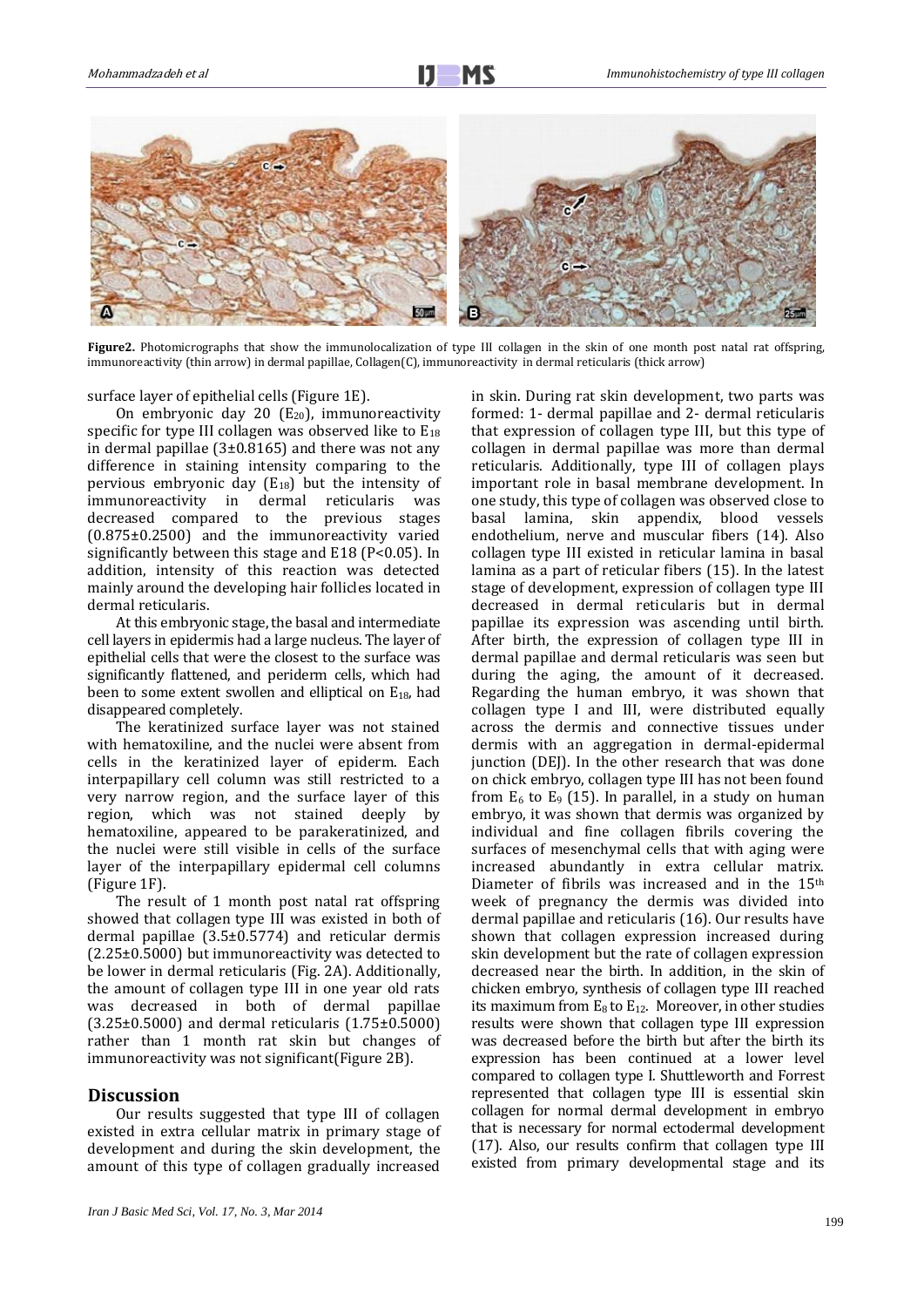**Figure2.** Photomicrographs that show the immunolocalization of type III collagen in the skin of one month post natal rat offspring, immunoreactivity (thin arrow) in dermal papillae, Collagen(C), immunoreactivity in dermal reticularis (thick arrow)

surface layer of epithelial cells (Figure 1E).

On embryonic day 20 ($E_{20}$), immunoreactivity specific for type III collagen was observed like to $E_{18}$ in dermal papillae (3±0.8165) and there was not any difference in staining intensity comparing to the pervious embryonic day ($E_{18}$) but the intensity of immunoreactivity in dermal reticularis was decreased compared to the previous stages (0.875±0.2500) and the immunoreactivity varied significantly between this stage and E18 ($P<0.05$). In addition, intensity of this reaction was detected mainly around the developing hair follicles located in dermal reticularis.

At this embryonic stage, the basal and intermediate cell layers in epidermis had a large nucleus. The layer of epithelial cells that were the closest to the surface was significantly flattened, and periderm cells, which had been to some extent swollen and elliptical on $E_{18}$, had disappeared completely.

The keratinized surface layer was not stained with hematoxiline, and the nuclei were absent from cells in the keratinized layer of epiderm. Each interpapillary cell column was still restricted to a very narrow region, and the surface layer of this region, which was not stained deeply by hematoxiline, appeared to be parakeratinized, and the nuclei were still visible in cells of the surface layer of the interpapillary epidermal cell columns (Figure 1F).

The result of 1 month post natal rat offspring showed that collagen type III was existed in both of dermal papillae (3.5±0.5774) and reticular dermis (2.25±0.5000) but immunoreactivity was detected to be lower in dermal reticularis (Fig. 2A). Additionally, the amount of collagen type III in one year old rats was decreased in both of dermal papillae (3.25±0.5000) and dermal reticularis (1.75±0.5000) rather than 1 month rat skin but changes of immunoreactivity was not significant(Figure 2B).

## Discussion

Our results suggested that type III of collagen existed in extra cellular matrix in primary stage of development and during the skin development, the amount of this type of collagen gradually increased in skin. During rat skin development, two parts was formed: 1- dermal papillae and 2- dermal reticularis that expression of collagen type III, but this type of collagen in dermal papillae was more than dermal reticularis. Additionally, type III of collagen plays important role in basal membrane development. In one study, this type of collagen was observed close to basal lamina, skin appendix, blood vessels endothelium, nerve and muscular fibers (14). Also collagen type III existed in reticular lamina in basal lamina as a part of reticular fibers (15). In the latest stage of development, expression of collagen type III decreased in dermal reticularis but in dermal papillae its expression was ascending until birth. After birth, the expression of collagen type III in dermal papillae and dermal reticularis was seen but during the aging, the amount of it decreased. Regarding the human embryo, it was shown that collagen type I and III, were distributed equally across the dermis and connective tissues under dermis with an aggregation in dermal-epidermal junction (DEJ). In the other research that was done on chick embryo, collagen type III has not been found from $E_6$ to $E_9$ (15). In parallel, in a study on human embryo, it was shown that dermis was organized by individual and fine collagen fibrils covering the surfaces of mesenchymal cells that with aging were increased abundantly in extra cellular matrix. Diameter of fibrils was increased and in the 15th week of pregnancy the dermis was divided into dermal papillae and reticularis (16). Our results have shown that collagen expression increased during skin development but the rate of collagen expression decreased near the birth. In addition, in the skin of chicken embryo, synthesis of collagen type III reached its maximum from $E_8$ to $E_{12}$. Moreover, in other studies results were shown that collagen type III expression was decreased before the birth but after the birth its expression has been continued at a lower level compared to collagen type I. Shuttleworth and Forrest represented that collagen type III is essential skin collagen for normal dermal development in embryo that is necessary for normal ectodermal development (17). Also, our results confirm that collagen type III existed from primary developmental stage and its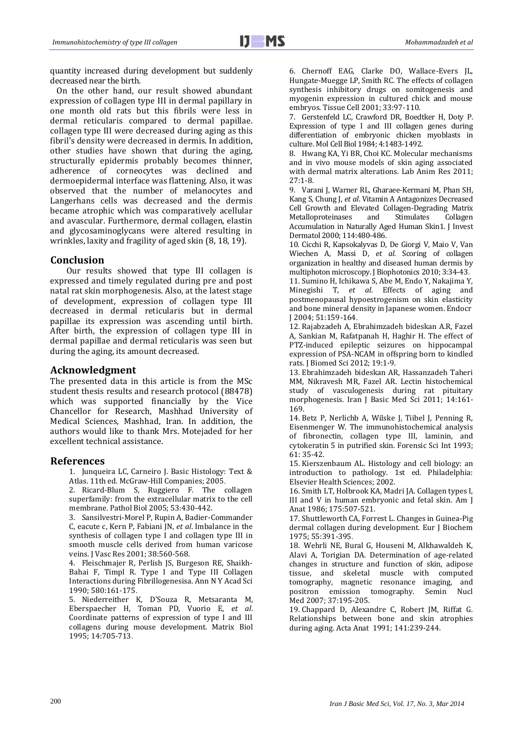quantity increased during development but suddenly decreased near the birth.

On the other hand, our result showed abundant expression of collagen type III in dermal papillary in one month old rats but this fibrils were less in dermal reticularis compared to dermal papillae. collagen type III were decreased during aging as this fibril's density were decreased in dermis. In addition, other studies have shown that during the aging, structurally epidermis probably becomes thinner, adherence of corneocytes was declined and dermoepidermal interface was flattening. Also, it was observed that the number of melanocytes and Langerhans cells was decreased and the dermis became atrophic which was comparatively acellular and avascular. Furthermore, dermal collagen, elastin and glycosaminoglycans were altered resulting in wrinkles, laxity and fragility of aged skin (8, 18, 19).

## Conclusion

Our results showed that type III collagen is expressed and timely regulated during pre and post natal rat skin morphogenesis. Also, at the latest stage of development, expression of collagen type III decreased in dermal reticularis but in dermal papillae its expression was ascending until birth. After birth, the expression of collagen type III in dermal papillae and dermal reticularis was seen but during the aging, its amount decreased.

## Acknowledgment

The presented data in this article is from the MSc student thesis results and research protocol (88478) which was supported financially by the Vice Chancellor for Research, Mashhad University of Medical Sciences, Mashhad, Iran. In addition, the authors would like to thank Mrs. Motejaded for her excellent technical assistance.

## References

1. Junqueira LC, Carneiro J. Basic Histology: Text & Atlas. 11th ed. McGraw-Hill Companies; 2005.
2. Ricard-Blum S, Ruggiero F. The collagen superfamily: from the extracellular matrix to the cell membrane. Pathol Biol 2005; 53:430-442.
3. Sansilvestri-Morel P, Rupin A, Badier-Commander C, eacute c, Kern P, Fabiani JN, *et al*. Imbalance in the synthesis of collagen type I and collagen type III in smooth muscle cells derived from human varicose veins. J Vasc Res 2001; 38:560-568.
4. Fleischmajer R, Perlish JS, Burgeson RE, Shaikh-Bahai F, Timpl R. Type I and Type III Collagen Interactions during Fibrillogenesisa. Ann N Y Acad Sci 1990; 580:161-175.
5. Niederreither K, D'Souza R, Metsaranta M, Eberspaecher H, Toman PD, Vuorio E, *et al*. Coordinate patterns of expression of type I and III collagens during mouse development. Matrix Biol 1995; 14:705-713.
6. Chernoff EAG, Clarke DO, Wallace-Evers JL, Hungate-Muegge LP, Smith RC. The effects of collagen synthesis inhibitory drugs on somitogenesis and myogenin expression in cultured chick and mouse embryos. Tissue Cell 2001; 33:97-110.
7. Gerstenfeld LC, Crawford DR, Boedtker H, Doty P. Expression of type I and III collagen genes during differentiation of embryonic chicken myoblasts in culture. Mol Cell Biol 1984; 4:1483-1492.
8. Hwang KA, Yi BR, Choi KC. Molecular mechanisms and in vivo mouse models of skin aging associated with dermal matrix alterations. Lab Anim Res 2011; 27:1-8.
9. Varani J, Warner RL, Gharaee-Kermani M, Phan SH, Kang S, Chung J, *et al*. Vitamin A Antagonizes Decreased Cell Growth and Elevated Collagen-Degrading Matrix Metalloproteinases and Stimulates Collagen Accumulation in Naturally Aged Human Skin1. J Invest Dermatol 2000; 114:480-486.
10. Cicchi R, Kapsokalyvas D, De Giorgi V, Maio V, Van Wiechen A, Massi D, *et al*. Scoring of collagen organization in healthy and diseased human dermis by multiphoton microscopy. J Biophotonics 2010; 3:34-43.
11. Sumino H, Ichikawa S, Abe M, Endo Y, Nakajima Y, Minegishi T, *et al*. Effects of aging and postmenopausal hypoestrogenism on skin elasticity and bone mineral density in Japanese women. Endocr J 2004; 51:159-164.
12. Rajabzadeh A, Ebrahimzadeh bideskan A.R, Fazel A, Sankian M, Rafatpanah H, Haghir H. The effect of PTZ-induced epileptic seizures on hippocampal expression of PSA-NCAM in offspring born to kindled rats. J Biomed Sci 2012; 19:1-9.
13. Ebrahimzadeh bideskan AR, Hassanzadeh Taheri MM, Nikravesh MR, Fazel AR. Lectin histochemical study of vasculogenesis during rat pituitary morphogenesis. Iran J Basic Med Sci 2011; 14:161-169.
14. Betz P, Nerlichb A, Wilske J, Tiibel J, Penning R, Eisenmenger W. The immunohistochemical analysis of fibronectin, collagen type III, laminin, and cytokeratin 5 in putrified skin. Forensic Sci Int 1993; 61: 35-42.
15. Kierszenbaum AL. Histology and cell biology: an introduction to pathology. 1st ed. Philadelphia: Elsevier Health Sciences; 2002.
16. Smith LT, Holbrook KA, Madri JA. Collagen types I, III and V in human embryonic and fetal skin. Am J Anat 1986; 175:507-521.
17. Shuttleworth CA, Forrest L. Changes in Guinea-Pig dermal collagen during development. Eur J Biochem 1975; 55:391-395.
18. Wehrli NE, Bural G, Houseni M, Alkhawaldeh K, Alavi A, Torigian DA. Determination of age-related changes in structure and function of skin, adipose tissue, and skeletal muscle with computed tomography, magnetic resonance imaging, and positron emission tomography. Semin Nucl Med 2007; 37:195-205.
19. Chappard D, Alexandre C, Robert JM, Riffat G. Relationships between bone and skin atrophies during aging. Acta Anat 1991; 141:239-244.